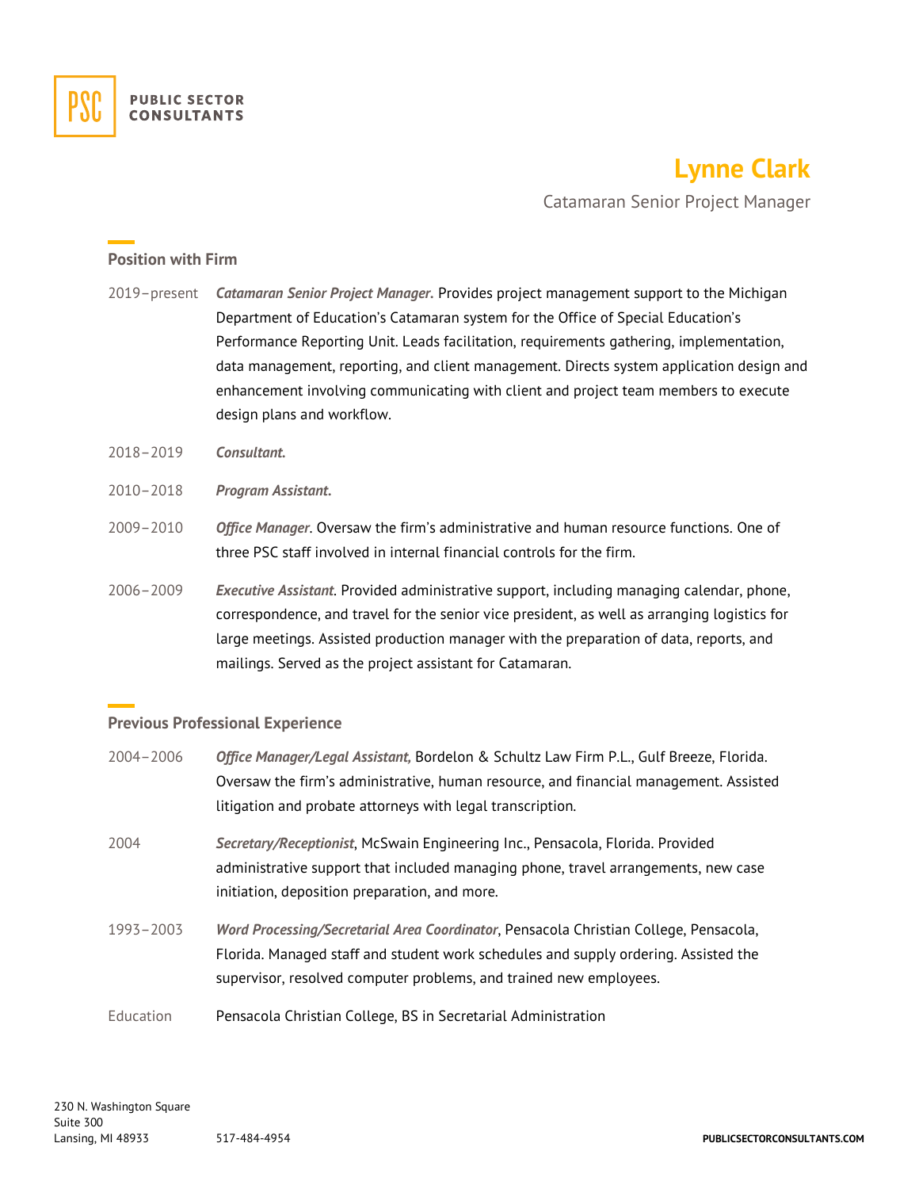PSC PUBLIC SECTOR CONSULTANTS

# Lynne Clark

Catamaran Senior Project Manager

## Position with Firm

2019–present *Catamaran Senior Project Manager*. Provides project management support to the Michigan Department of Education's Catamaran system for the Office of Special Education's Performance Reporting Unit. Leads facilitation, requirements gathering, implementation, data management, reporting, and client management. Directs system application design and enhancement involving communicating with client and project team members to execute design plans and workflow.

2018–2019 *Consultant*.

2010–2018 *Program Assistant*.

2009–2010 *Office Manager*. Oversaw the firm's administrative and human resource functions. One of three PSC staff involved in internal financial controls for the firm.

2006–2009 *Executive Assistant*. Provided administrative support, including managing calendar, phone, correspondence, and travel for the senior vice president, as well as arranging logistics for large meetings. Assisted production manager with the preparation of data, reports, and mailings. Served as the project assistant for Catamaran.

## Previous Professional Experience

2004–2006 *Office Manager/Legal Assistant,* Bordelon & Schultz Law Firm P.L., Gulf Breeze, Florida. Oversaw the firm's administrative, human resource, and financial management. Assisted litigation and probate attorneys with legal transcription.

2004 *Secretary/Receptionist*, McSwain Engineering Inc., Pensacola, Florida. Provided administrative support that included managing phone, travel arrangements, new case initiation, deposition preparation, and more.

1993–2003 *Word Processing/Secretarial Area Coordinator*, Pensacola Christian College, Pensacola, Florida. Managed staff and student work schedules and supply ordering. Assisted the supervisor, resolved computer problems, and trained new employees.

Education Pensacola Christian College, BS in Secretarial Administration

230 N. Washington Square
Suite 300
Lansing, MI 48933 517-484-4954 PUBLICSECTORCONSULTANTS.COM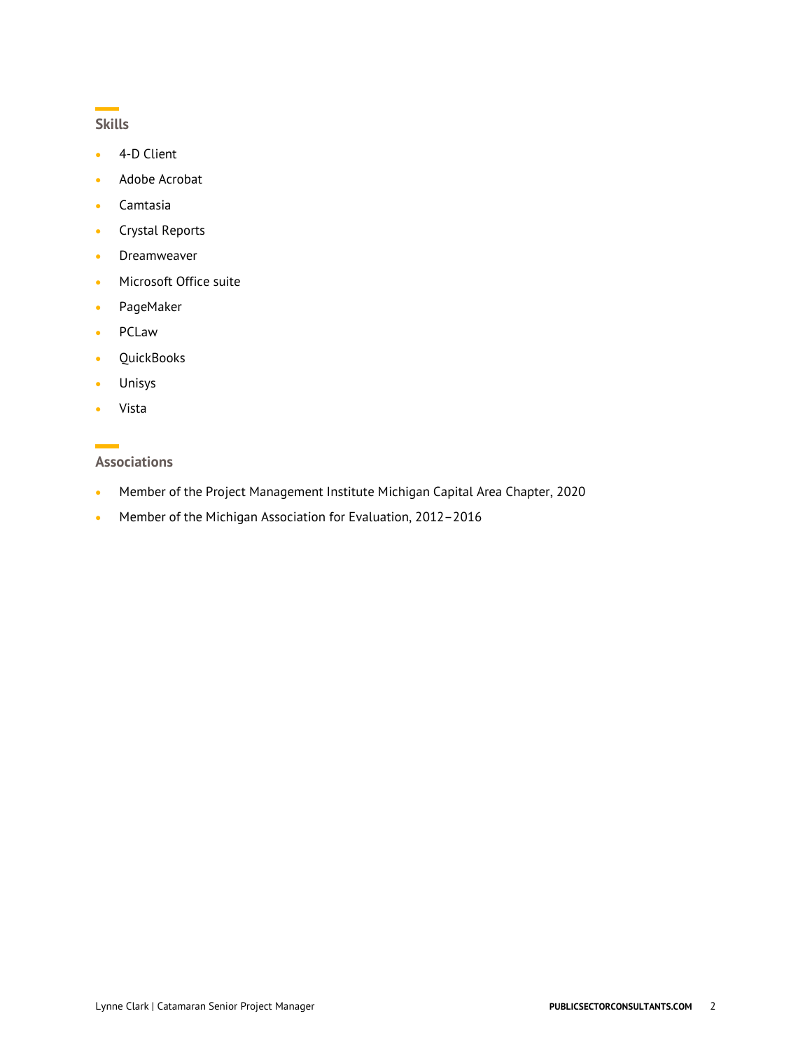## Skills

- 4-D Client
- Adobe Acrobat
- Camtasia
- Crystal Reports
- Dreamweaver
- Microsoft Office suite
- PageMaker
- PCLaw
- QuickBooks
- Unisys
- Vista

## Associations

- Member of the Project Management Institute Michigan Capital Area Chapter, 2020
- Member of the Michigan Association for Evaluation, 2012–2016